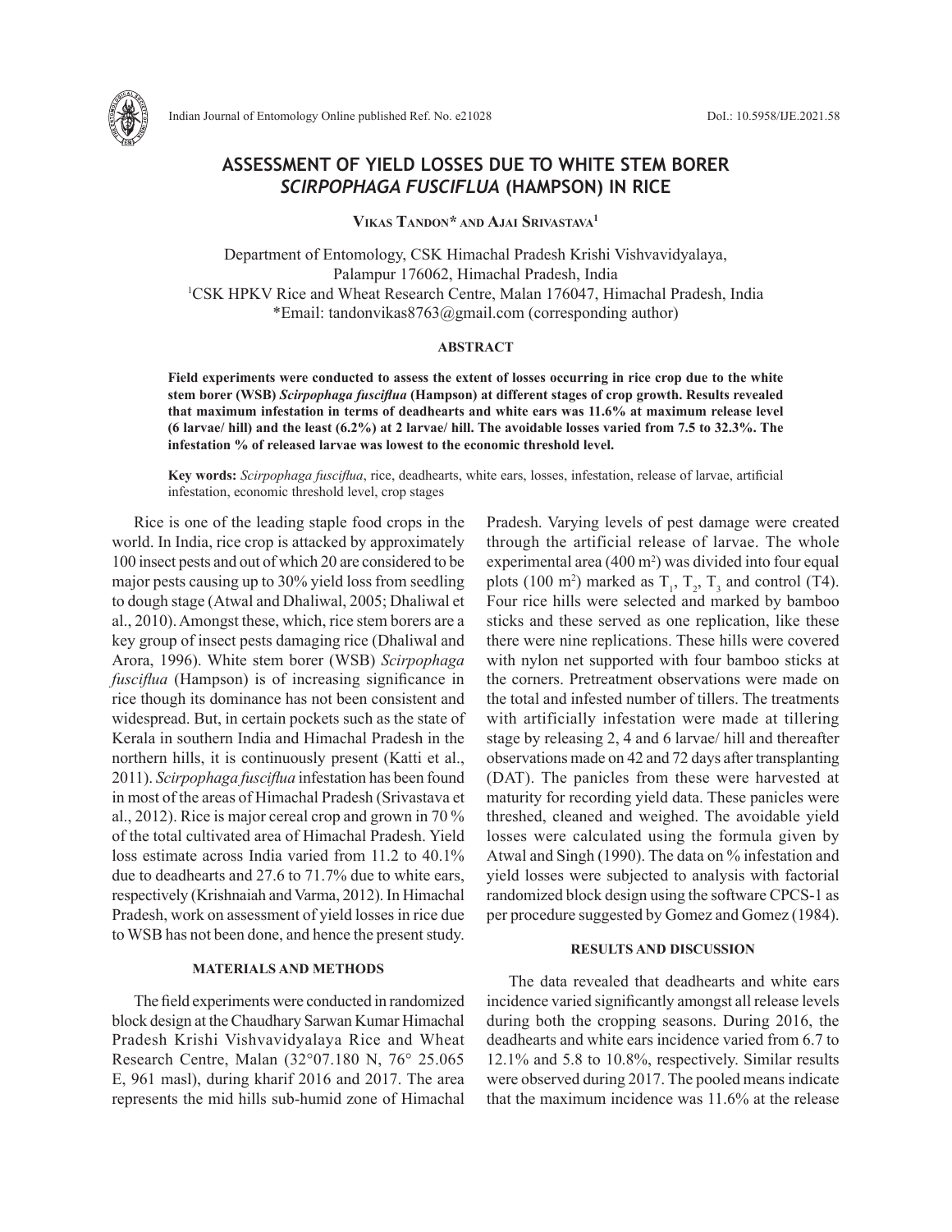# ASSESSMENT OF YIELD LOSSES DUE TO WHITE STEM BORER *SCIRPOPHAGA FUSCIFLUA* (HAMPSON) IN RICE

**Vikas Tandon\* and Ajai Srivastava[1]**

Department of Entomology, CSK Himachal Pradesh Krishi Vishvavidyalaya, Palampur 176062, Himachal Pradesh, India
[1]CSK HPKV Rice and Wheat Research Centre, Malan 176047, Himachal Pradesh, India
\*Email: tandonvikas8763@gmail.com (corresponding author)

## ABSTRACT

**Field experiments were conducted to assess the extent of losses occurring in rice crop due to the white stem borer (WSB) *Scirpophaga fusciflua* (Hampson) at different stages of crop growth. Results revealed that maximum infestation in terms of deadhearts and white ears was 11.6% at maximum release level (6 larvae/ hill) and the least (6.2%) at 2 larvae/ hill. The avoidable losses varied from 7.5 to 32.3%. The infestation % of released larvae was lowest to the economic threshold level.**

**Key words:** *Scirpophaga fusciflua*, rice, deadhearts, white ears, losses, infestation, release of larvae, artificial infestation, economic threshold level, crop stages

Rice is one of the leading staple food crops in the world. In India, rice crop is attacked by approximately 100 insect pests and out of which 20 are considered to be major pests causing up to 30% yield loss from seedling to dough stage (Atwal and Dhaliwal, 2005; Dhaliwal et al., 2010). Amongst these, which, rice stem borers are a key group of insect pests damaging rice (Dhaliwal and Arora, 1996). White stem borer (WSB) *Scirpophaga fusciflua* (Hampson) is of increasing significance in rice though its dominance has not been consistent and widespread. But, in certain pockets such as the state of Kerala in southern India and Himachal Pradesh in the northern hills, it is continuously present (Katti et al., 2011). *Scirpophaga fusciflua* infestation has been found in most of the areas of Himachal Pradesh (Srivastava et al., 2012). Rice is major cereal crop and grown in 70 % of the total cultivated area of Himachal Pradesh. Yield loss estimate across India varied from 11.2 to 40.1% due to deadhearts and 27.6 to 71.7% due to white ears, respectively (Krishnaiah and Varma, 2012). In Himachal Pradesh, work on assessment of yield losses in rice due to WSB has not been done, and hence the present study.

## MATERIALS AND METHODS

The field experiments were conducted in randomized block design at the Chaudhary Sarwan Kumar Himachal Pradesh Krishi Vishvavidyalaya Rice and Wheat Research Centre, Malan (32°07.180 N, 76° 25.065 E, 961 masl), during kharif 2016 and 2017. The area represents the mid hills sub-humid zone of Himachal Pradesh. Varying levels of pest damage were created through the artificial release of larvae. The whole experimental area (400 $m^2$) was divided into four equal plots (100 $m^2$) marked as $T_1$, $T_2$, $T_3$ and control (T4). Four rice hills were selected and marked by bamboo sticks and these served as one replication, like these there were nine replications. These hills were covered with nylon net supported with four bamboo sticks at the corners. Pretreatment observations were made on the total and infested number of tillers. The treatments with artificially infestation were made at tillering stage by releasing 2, 4 and 6 larvae/ hill and thereafter observations made on 42 and 72 days after transplanting (DAT). The panicles from these were harvested at maturity for recording yield data. These panicles were threshed, cleaned and weighed. The avoidable yield losses were calculated using the formula given by Atwal and Singh (1990). The data on % infestation and yield losses were subjected to analysis with factorial randomized block design using the software CPCS-1 as per procedure suggested by Gomez and Gomez (1984).

## RESULTS AND DISCUSSION

The data revealed that deadhearts and white ears incidence varied significantly amongst all release levels during both the cropping seasons. During 2016, the deadhearts and white ears incidence varied from 6.7 to 12.1% and 5.8 to 10.8%, respectively. Similar results were observed during 2017. The pooled means indicate that the maximum incidence was 11.6% at the release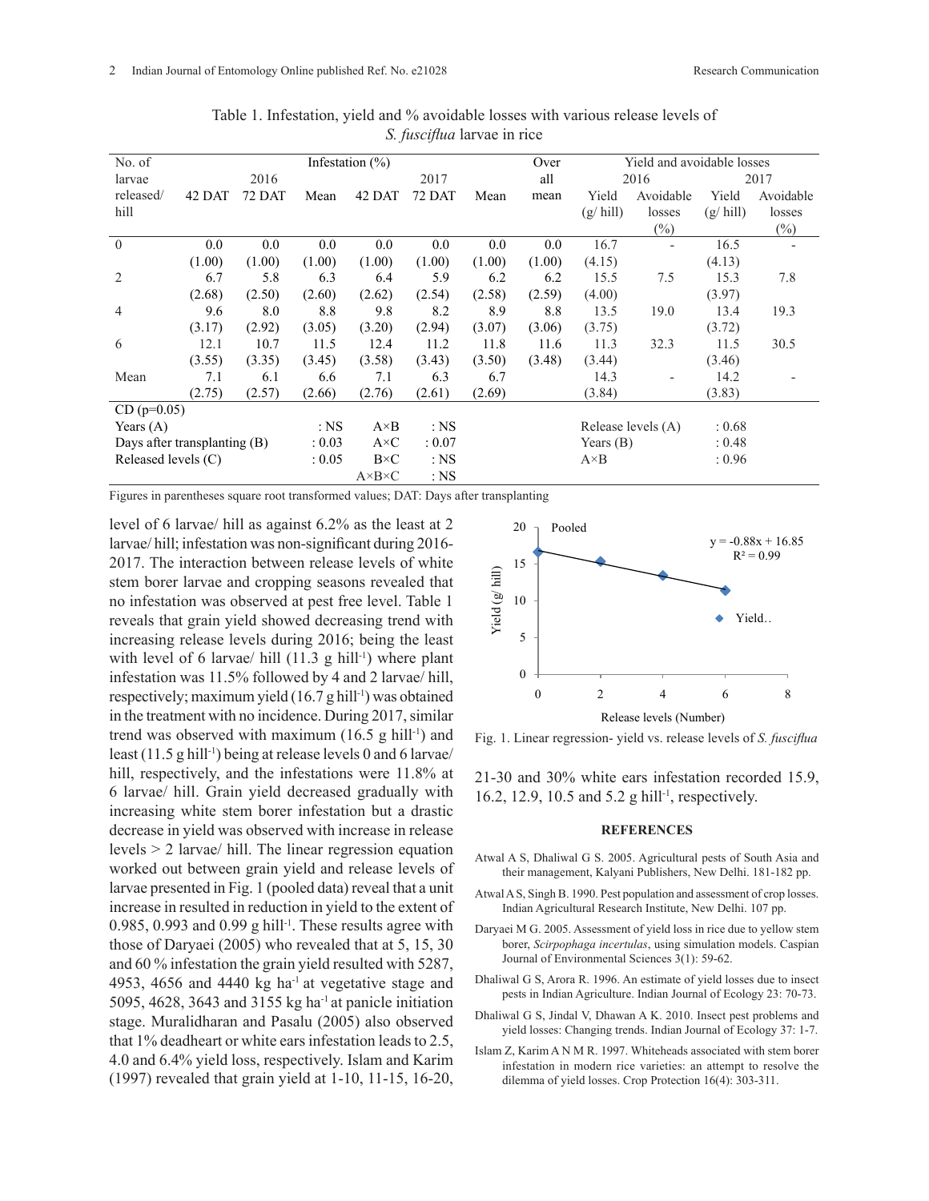Table 1. Infestation, yield and % avoidable losses with various release levels of *S. fusciflua* larvae in rice

| No. of larvae released/ hill | Infestation (%) | | | | | | Over all mean | Yield and avoidable losses | | | |
|---|---|---|---|---|---|---|---|---|---|---|---|
| | 2016 | | | 2017 | | | | 2016 | | 2017 | |
| | 42 DAT | 72 DAT | Mean | 42 DAT | 72 DAT | Mean | | Yield (g/ hill) | Avoidable losses (%) | Yield (g/ hill) | Avoidable losses (%) |
| 0 | 0.0 (1.00) | 0.0 (1.00) | 0.0 (1.00) | 0.0 (1.00) | 0.0 (1.00) | 0.0 (1.00) | 0.0 (1.00) | 16.7 (4.15) | - | 16.5 (4.13) | - |
| 2 | 6.7 (2.68) | 5.8 (2.50) | 6.3 (2.60) | 6.4 (2.62) | 5.9 (2.54) | 6.2 (2.58) | 6.2 (2.59) | 15.5 (4.00) | 7.5 | 15.3 (3.97) | 7.8 |
| 4 | 9.6 (3.17) | 8.0 (2.92) | 8.8 (3.05) | 9.8 (3.20) | 8.2 (2.94) | 8.9 (3.07) | 8.8 (3.06) | 13.5 (3.75) | 19.0 | 13.4 (3.72) | 19.3 |
| 6 | 12.1 (3.55) | 10.7 (3.35) | 11.5 (3.45) | 12.4 (3.58) | 11.2 (3.43) | 11.8 (3.50) | 11.6 (3.48) | 11.3 (3.44) | 32.3 | 11.5 (3.46) | 30.5 |
| Mean | 7.1 (2.75) | 6.1 (2.57) | 6.6 (2.66) | 7.1 (2.76) | 6.3 (2.61) | 6.7 (2.69) | | 14.3 (3.84) | - | 14.2 (3.83) | - |
| CD (p=0.05) | | | | | | | | | | | |
| Years (A) | | | : NS | A×B | : NS | | | Release levels (A) | | : 0.68 | |
| Days after transplanting (B) | | | : 0.03 | A×C | : 0.07 | | | Years (B) | | : 0.48 | |
| Released levels (C) | | | : 0.05 | B×C | : NS | | | A×B | | : 0.96 | |
| | | | | A×B×C | : NS | | | | | | |

Figures in parentheses square root transformed values; DAT: Days after transplanting

level of 6 larvae/ hill as against 6.2% as the least at 2 larvae/ hill; infestation was non-significant during 2016-2017. The interaction between release levels of white stem borer larvae and cropping seasons revealed that no infestation was observed at pest free level. Table 1 reveals that grain yield showed decreasing trend with increasing release levels during 2016; being the least with level of 6 larvae/ hill (11.3 g hill$^{-1}$) where plant infestation was 11.5% followed by 4 and 2 larvae/ hill, respectively; maximum yield (16.7 g hill$^{-1}$) was obtained in the treatment with no incidence. During 2017, similar trend was observed with maximum (16.5 g hill$^{-1}$) and least (11.5 g hill$^{-1}$) being at release levels 0 and 6 larvae/ hill, respectively, and the infestations were 11.8% at 6 larvae/ hill. Grain yield decreased gradually with increasing white stem borer infestation but a drastic decrease in yield was observed with increase in release levels > 2 larvae/ hill. The linear regression equation worked out between grain yield and release levels of larvae presented in Fig. 1 (pooled data) reveal that a unit increase in resulted in reduction in yield to the extent of 0.985, 0.993 and 0.99 g hill$^{-1}$. These results agree with those of Daryaei (2005) who revealed that at 5, 15, 30 and 60 % infestation the grain yield resulted with 5287, 4953, 4656 and 4440 kg ha$^{-1}$ at vegetative stage and 5095, 4628, 3643 and 3155 kg ha$^{-1}$ at panicle initiation stage. Muralidharan and Pasalu (2005) also observed that 1% deadheart or white ears infestation leads to 2.5, 4.0 and 6.4% yield loss, respectively. Islam and Karim (1997) revealed that grain yield at 1-10, 11-15, 16-20, 21-30 and 30% white ears infestation recorded 15.9, 16.2, 12.9, 10.5 and 5.2 g hill$^{-1}$, respectively.

Fig. 1. Linear regression- yield vs. release levels of *S. fusciflua*

## REFERENCES

Atwal A S, Dhaliwal G S. 2005. Agricultural pests of South Asia and their management, Kalyani Publishers, New Delhi. 181-182 pp.

Atwal A S, Singh B. 1990. Pest population and assessment of crop losses. Indian Agricultural Research Institute, New Delhi. 107 pp.

Daryaei M G. 2005. Assessment of yield loss in rice due to yellow stem borer, *Scirpophaga incertulas*, using simulation models. Caspian Journal of Environmental Sciences 3(1): 59-62.

Dhaliwal G S, Arora R. 1996. An estimate of yield losses due to insect pests in Indian Agriculture. Indian Journal of Ecology 23: 70-73.

Dhaliwal G S, Jindal V, Dhawan A K. 2010. Insect pest problems and yield losses: Changing trends. Indian Journal of Ecology 37: 1-7.

Islam Z, Karim A N M R. 1997. Whiteheads associated with stem borer infestation in modern rice varieties: an attempt to resolve the dilemma of yield losses. Crop Protection 16(4): 303-311.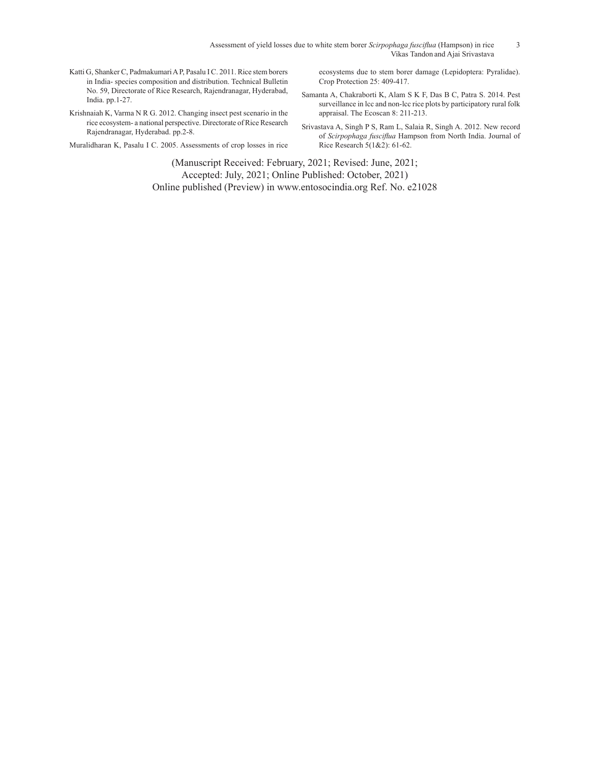Katti G, Shanker C, Padmakumari A P, Pasalu I C. 2011. Rice stem borers in India- species composition and distribution. Technical Bulletin No. 59, Directorate of Rice Research, Rajendranagar, Hyderabad, India. pp.1-27.

Krishnaiah K, Varma N R G. 2012. Changing insect pest scenario in the rice ecosystem- a national perspective. Directorate of Rice Research Rajendranagar, Hyderabad. pp.2-8.

Muralidharan K, Pasalu I C. 2005. Assessments of crop losses in rice ecosystems due to stem borer damage (Lepidoptera: Pyralidae). Crop Protection 25: 409-417.

Samanta A, Chakraborti K, Alam S K F, Das B C, Patra S. 2014. Pest surveillance in lcc and non-lcc rice plots by participatory rural folk appraisal. The Ecoscan 8: 211-213.

Srivastava A, Singh P S, Ram L, Salaia R, Singh A. 2012. New record of *Scirpophaga fusciflua* Hampson from North India. Journal of Rice Research 5(1&2): 61-62.

(Manuscript Received: February, 2021; Revised: June, 2021;
Accepted: July, 2021; Online Published: October, 2021)
Online published (Preview) in www.entosocindia.org Ref. No. e21028